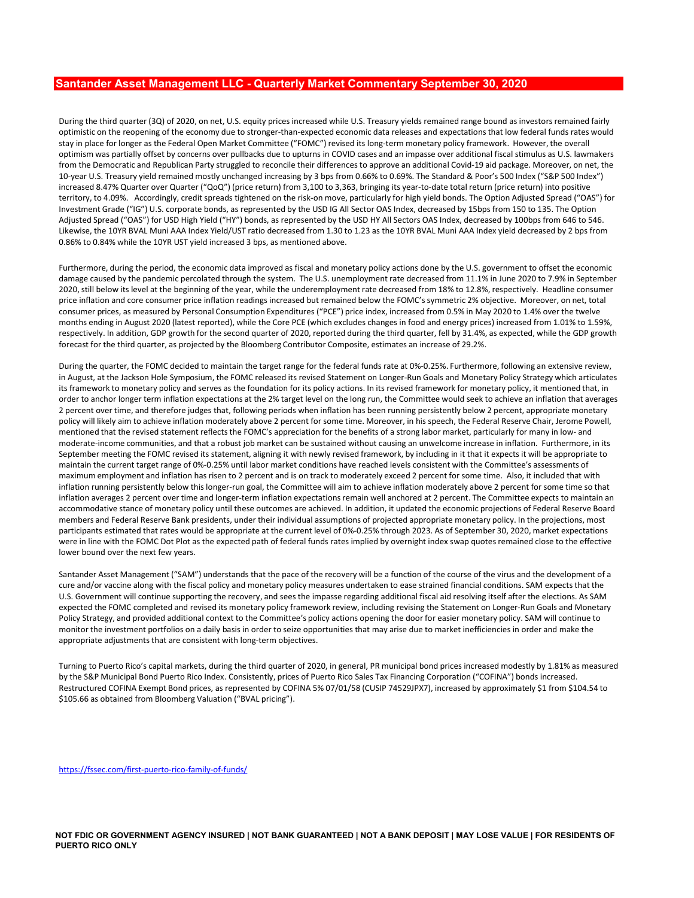# Santander Asset Management LLC - Quarterly Market Commentary September 30, 2020

During the third quarter (3Q) of 2020, on net, U.S. equity prices increased while U.S. Treasury yields remained range bound as investors remained fairly optimistic on the reopening of the economy due to stronger-than-expected economic data releases and expectations that low federal funds rates would stay in place for longer as the Federal Open Market Committee ("FOMC") revised its long-term monetary policy framework. However, the overall optimism was partially offset by concerns over pullbacks due to upturns in COVID cases and an impasse over additional fiscal stimulus as U.S. lawmakers from the Democratic and Republican Party struggled to reconcile their differences to approve an additional Covid-19 aid package. Moreover, on net, the 10-year U.S. Treasury yield remained mostly unchanged increasing by 3 bps from 0.66% to 0.69%. The Standard & Poor's 500 Index ("S&P 500 Index") increased 8.47% Quarter over Quarter ("QoQ") (price return) from 3,100 to 3,363, bringing its year-to-date total return (price return) into positive territory, to 4.09%. Accordingly, credit spreads tightened on the risk-on move, particularly for high yield bonds. The Option Adjusted Spread ("OAS") for Investment Grade ("IG") U.S. corporate bonds, as represented by the USD IG All Sector OAS Index, decreased by 15bps from 150 to 135. The Option Adjusted Spread ("OAS") for USD High Yield ("HY") bonds, as represented by the USD HY All Sectors OAS Index, decreased by 100bps from 646 to 546. Likewise, the 10YR BVAL Muni AAA Index Yield/UST ratio decreased from 1.30 to 1.23 as the 10YR BVAL Muni AAA Index yield decreased by 2 bps from 0.86% to 0.84% while the 10YR UST yield increased 3 bps, as mentioned above.

Furthermore, during the period, the economic data improved as fiscal and monetary policy actions done by the U.S. government to offset the economic damage caused by the pandemic percolated through the system. The U.S. unemployment rate decreased from 11.1% in June 2020 to 7.9% in September 2020, still below its level at the beginning of the year, while the underemployment rate decreased from 18% to 12.8%, respectively. Headline consumer price inflation and core consumer price inflation readings increased but remained below the FOMC's symmetric 2% objective. Moreover, on net, total consumer prices, as measured by Personal Consumption Expenditures ("PCE") price index, increased from 0.5% in May 2020 to 1.4% over the twelve months ending in August 2020 (latest reported), while the Core PCE (which excludes changes in food and energy prices) increased from 1.01% to 1.59%, respectively. In addition, GDP growth for the second quarter of 2020, reported during the third quarter, fell by 31.4%, as expected, while the GDP growth forecast for the third quarter, as projected by the Bloomberg Contributor Composite, estimates an increase of 29.2%.

During the quarter, the FOMC decided to maintain the target range for the federal funds rate at 0%-0.25%. Furthermore, following an extensive review, in August, at the Jackson Hole Symposium, the FOMC released its revised Statement on Longer-Run Goals and Monetary Policy Strategy which articulates its framework to monetary policy and serves as the foundation for its policy actions. In its revised framework for monetary policy, it mentioned that, in order to anchor longer term inflation expectations at the 2% target level on the long run, the Committee would seek to achieve an inflation that averages 2 percent over time, and therefore judges that, following periods when inflation has been running persistently below 2 percent, appropriate monetary policy will likely aim to achieve inflation moderately above 2 percent for some time. Moreover, in his speech, the Federal Reserve Chair, Jerome Powell, mentioned that the revised statement reflects the FOMC's appreciation for the benefits of a strong labor market, particularly for many in low- and moderate-income communities, and that a robust job market can be sustained without causing an unwelcome increase in inflation. Furthermore, in its September meeting the FOMC revised its statement, aligning it with newly revised framework, by including in it that it expects it will be appropriate to maintain the current target range of 0%-0.25% until labor market conditions have reached levels consistent with the Committee's assessments of maximum employment and inflation has risen to 2 percent and is on track to moderately exceed 2 percent for some time. Also, it included that with inflation running persistently below this longer-run goal, the Committee will aim to achieve inflation moderately above 2 percent for some time so that inflation averages 2 percent over time and longer-term inflation expectations remain well anchored at 2 percent. The Committee expects to maintain an accommodative stance of monetary policy until these outcomes are achieved. In addition, it updated the economic projections of Federal Reserve Board members and Federal Reserve Bank presidents, under their individual assumptions of projected appropriate monetary policy. In the projections, most participants estimated that rates would be appropriate at the current level of 0%-0.25% through 2023. As of September 30, 2020, market expectations were in line with the FOMC Dot Plot as the expected path of federal funds rates implied by overnight index swap quotes remained close to the effective lower bound over the next few years.

Santander Asset Management ("SAM") understands that the pace of the recovery will be a function of the course of the virus and the development of a cure and/or vaccine along with the fiscal policy and monetary policy measures undertaken to ease strained financial conditions. SAM expects that the U.S. Government will continue supporting the recovery, and sees the impasse regarding additional fiscal aid resolving itself after the elections. As SAM expected the FOMC completed and revised its monetary policy framework review, including revising the Statement on Longer-Run Goals and Monetary Policy Strategy, and provided additional context to the Committee's policy actions opening the door for easier monetary policy. SAM will continue to monitor the investment portfolios on a daily basis in order to seize opportunities that may arise due to market inefficiencies in order and make the appropriate adjustments that are consistent with long-term objectives.

Turning to Puerto Rico's capital markets, during the third quarter of 2020, in general, PR municipal bond prices increased modestly by 1.81% as measured by the S&P Municipal Bond Puerto Rico Index. Consistently, prices of Puerto Rico Sales Tax Financing Corporation ("COFINA") bonds increased. Restructured COFINA Exempt Bond prices, as represented by COFINA 5% 07/01/58 (CUSIP 74529JPX7), increased by approximately $1 from $104.54 to $105.66 as obtained from Bloomberg Valuation ("BVAL pricing").

https://fssec.com/first-puerto-rico-family-of-funds/

**NOT FDIC OR GOVERNMENT AGENCY INSURED | NOT BANK GUARANTEED | NOT A BANK DEPOSIT | MAY LOSE VALUE | FOR RESIDENTS OF PUERTO RICO ONLY**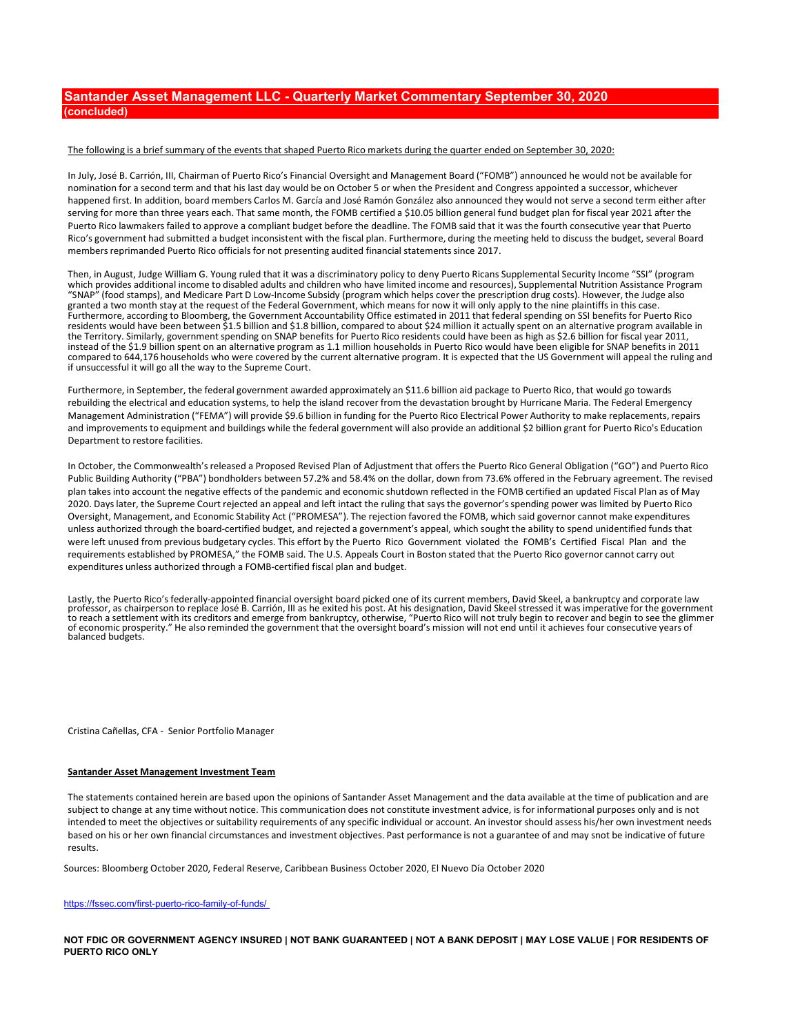## Santander Asset Management LLC - Quarterly Market Commentary September 30, 2020 (concluded)

The following is a brief summary of the events that shaped Puerto Rico markets during the quarter ended on September 30, 2020:

In July, José B. Carrión, III, Chairman of Puerto Rico's Financial Oversight and Management Board ("FOMB") announced he would not be available for nomination for a second term and that his last day would be on October 5 or when the President and Congress appointed a successor, whichever happened first. In addition, board members Carlos M. García and José Ramón González also announced they would not serve a second term either after serving for more than three years each. That same month, the FOMB certified a $10.05 billion general fund budget plan for fiscal year 2021 after the Puerto Rico lawmakers failed to approve a compliant budget before the deadline. The FOMB said that it was the fourth consecutive year that Puerto Rico's government had submitted a budget inconsistent with the fiscal plan. Furthermore, during the meeting held to discuss the budget, several Board members reprimanded Puerto Rico officials for not presenting audited financial statements since 2017.

Then, in August, Judge William G. Young ruled that it was a discriminatory policy to deny Puerto Ricans Supplemental Security Income "SSI" (program which provides additional income to disabled adults and children who have limited income and resources), Supplemental Nutrition Assistance Program "SNAP" (food stamps), and Medicare Part D Low-Income Subsidy (program which helps cover the prescription drug costs). However, the Judge also granted a two month stay at the request of the Federal Government, which means for now it will only apply to the nine plaintiffs in this case. Furthermore, according to Bloomberg, the Government Accountability Office estimated in 2011 that federal spending on SSI benefits for Puerto Rico residents would have been between $1.5 billion and $1.8 billion, compared to about $24 million it actually spent on an alternative program available in the Territory. Similarly, government spending on SNAP benefits for Puerto Rico residents could have been as high as $2.6 billion for fiscal year 2011, instead of the $1.9 billion spent on an alternative program as 1.1 million households in Puerto Rico would have been eligible for SNAP benefits in 2011 compared to 644,176 households who were covered by the current alternative program. It is expected that the US Government will appeal the ruling and if unsuccessful it will go all the way to the Supreme Court.

Furthermore, in September, the federal government awarded approximately an $11.6 billion aid package to Puerto Rico, that would go towards rebuilding the electrical and education systems, to help the island recover from the devastation brought by Hurricane Maria. The Federal Emergency Management Administration ("FEMA") will provide $9.6 billion in funding for the Puerto Rico Electrical Power Authority to make replacements, repairs and improvements to equipment and buildings while the federal government will also provide an additional $2 billion grant for Puerto Rico's Education Department to restore facilities.

In October, the Commonwealth's released a Proposed Revised Plan of Adjustment that offers the Puerto Rico General Obligation ("GO") and Puerto Rico Public Building Authority ("PBA") bondholders between 57.2% and 58.4% on the dollar, down from 73.6% offered in the February agreement. The revised plan takes into account the negative effects of the pandemic and economic shutdown reflected in the FOMB certified an updated Fiscal Plan as of May 2020. Days later, the Supreme Court rejected an appeal and left intact the ruling that says the governor's spending power was limited by Puerto Rico Oversight, Management, and Economic Stability Act ("PROMESA"). The rejection favored the FOMB, which said governor cannot make expenditures unless authorized through the board-certified budget, and rejected a government's appeal, which sought the ability to spend unidentified funds that were left unused from previous budgetary cycles. This effort by the Puerto Rico Government violated the FOMB's Certified Fiscal Plan and the requirements established by PROMESA," the FOMB said. The U.S. Appeals Court in Boston stated that the Puerto Rico governor cannot carry out expenditures unless authorized through a FOMB-certified fiscal plan and budget.

Lastly, the Puerto Rico's federally-appointed financial oversight board picked one of its current members, David Skeel, a bankruptcy and corporate law professor, as chairperson to replace José B. Carrión, III as he exited his post. At his designation, David Skeel stressed it was imperative for the government to reach a settlement with its creditors and emerge from bankruptcy, otherwise, "Puerto Rico will not truly begin to recover and begin to see the glimmer of economic prosperity." He also reminded the government that the oversight board's mission will not end until it achieves four consecutive years of balanced budgets.

Cristina Cañellas, CFA - Senior Portfolio Manager

**Santander Asset Management Investment Team**

The statements contained herein are based upon the opinions of Santander Asset Management and the data available at the time of publication and are subject to change at any time without notice. This communication does not constitute investment advice, is for informational purposes only and is not intended to meet the objectives or suitability requirements of any specific individual or account. An investor should assess his/her own investment needs based on his or her own financial circumstances and investment objectives. Past performance is not a guarantee of and may snot be indicative of future results.

Sources: Bloomberg October 2020, Federal Reserve, Caribbean Business October 2020, El Nuevo Día October 2020

https://fssec.com/first-puerto-rico-family-of-funds/

**NOT FDIC OR GOVERNMENT AGENCY INSURED | NOT BANK GUARANTEED | NOT A BANK DEPOSIT | MAY LOSE VALUE | FOR RESIDENTS OF PUERTO RICO ONLY**